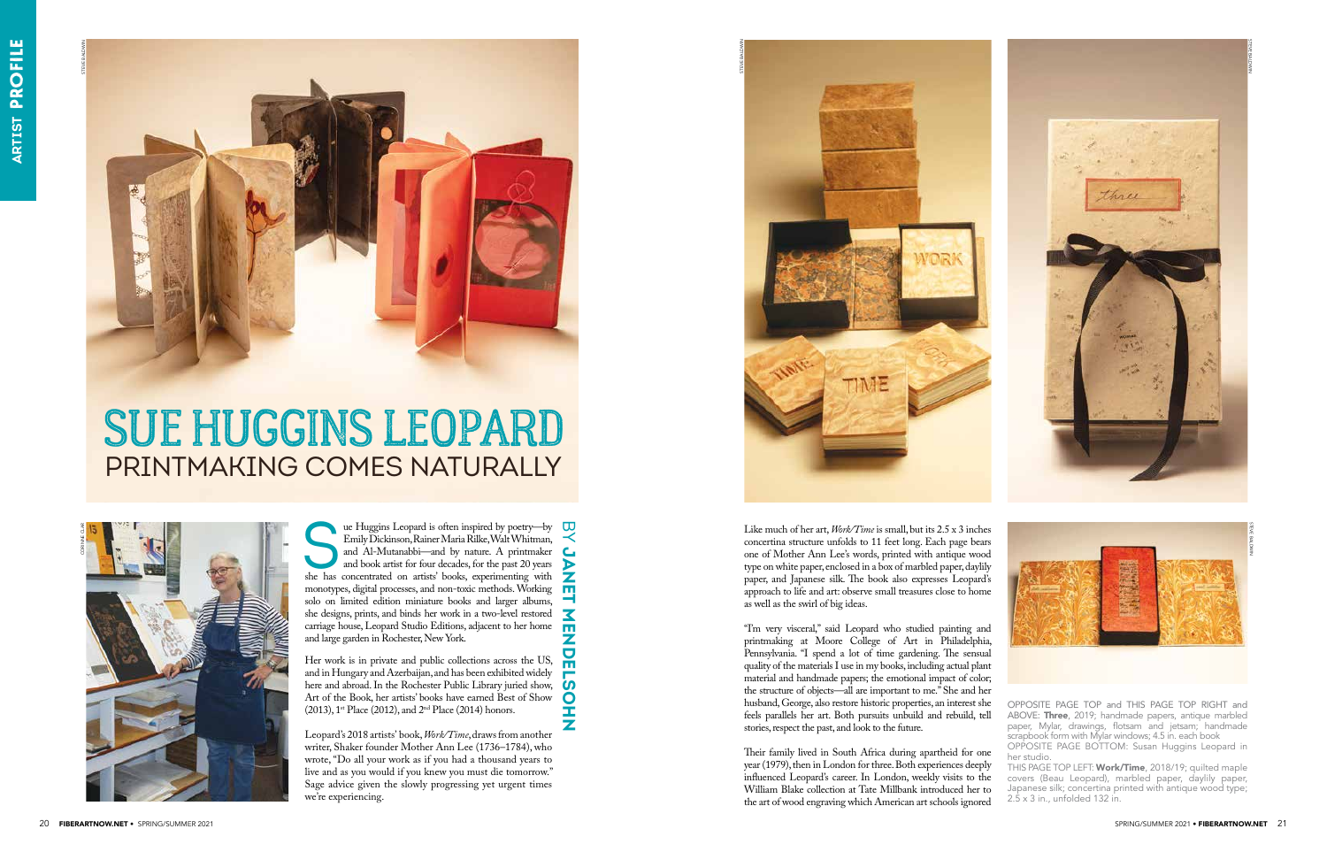# SUE HUGGINS LEOPARD

## PRINTMAKING COMES NATURALLY

BY **JANET MENDELSOHN**

Sue Huggins Leopard is often inspired by poetry—by Emily Dickinson, Rainer Maria Rilke, Walt Whitman, and Al-Mutanabbi—and by nature. A printmaker and book artist for four decades, for the past 20 years she has concentrated on artists' books, experimenting with monotypes, digital processes, and non-toxic methods. Working solo on limited edition miniature books and larger albums, she designs, prints, and binds her work in a two-level restored carriage house, Leopard Studio Editions, adjacent to her home and large garden in Rochester, New York.

Her work is in private and public collections across the US, and in Hungary and Azerbaijan, and has been exhibited widely here and abroad. In the Rochester Public Library juried show, Art of the Book, her artists' books have earned Best of Show (2013), 1st Place (2012), and 2nd Place (2014) honors.

Leopard's 2018 artists' book, *Work/Time*, draws from another writer, Shaker founder Mother Ann Lee (1736–1784), who wrote, "Do all your work as if you had a thousand years to live and as you would if you knew you must die tomorrow." Sage advice given the slowly progressing yet urgent times we're experiencing.

Like much of her art, *Work/Time* is small, but its 2.5 x 3 inches concertina structure unfolds to 11 feet long. Each page bears one of Mother Ann Lee's words, printed with antique wood type on white paper, enclosed in a box of marbled paper, daylily paper, and Japanese silk. The book also expresses Leopard's approach to life and art: observe small treasures close to home as well as the swirl of big ideas.

"I'm very visceral," said Leopard who studied painting and printmaking at Moore College of Art in Philadelphia, Pennsylvania. "I spend a lot of time gardening. The sensual quality of the materials I use in my books, including actual plant material and handmade papers; the emotional impact of color; the structure of objects—all are important to me." She and her husband, George, also restore historic properties, an interest she feels parallels her art. Both pursuits unbuild and rebuild, tell stories, respect the past, and look to the future.

Their family lived in South Africa during apartheid for one year (1979), then in London for three. Both experiences deeply influenced Leopard's career. In London, weekly visits to the William Blake collection at Tate Millbank introduced her to the art of wood engraving which American art schools ignored

OPPOSITE PAGE TOP and THIS PAGE TOP RIGHT and ABOVE: **Three**, 2019; handmade papers, antique marbled paper, Mylar, drawings, flotsam and jetsam; handmade scrapbook form with Mylar windows; 4.5 in. each book

OPPOSITE PAGE BOTTOM: Susan Huggins Leopard in her studio.

THIS PAGE TOP LEFT: **Work/Time**, 2018/19; quilted maple covers (Beau Leopard), marbled paper, daylily paper, Japanese silk; concertina printed with antique wood type; 2.5 x 3 in., unfolded 132 in.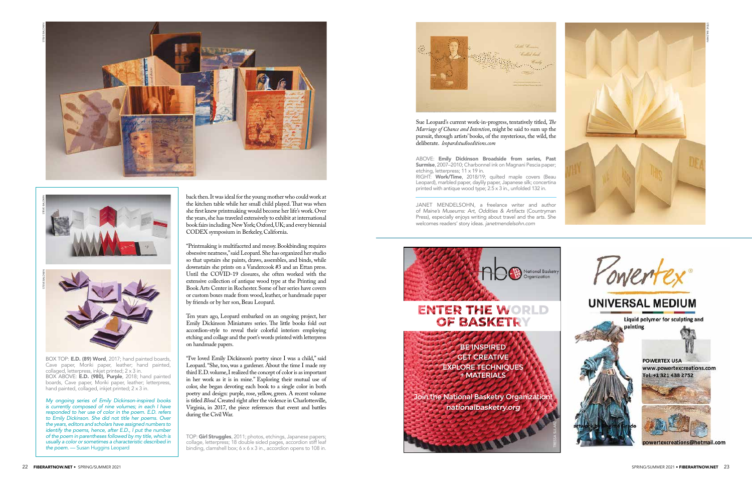back then. It was ideal for the young mother who could work at the kitchen table while her small child played. That was when she first knew printmaking would become her life's work. Over the years, she has traveled extensively to exhibit at international book fairs including New York; Oxford, UK; and every biennial CODEX symposium in Berkeley, California.

"Printmaking is multifaceted and messy. Bookbinding requires obsessive neatness," said Leopard. She has organized her studio so that upstairs she paints, draws, assembles, and binds, while downstairs she prints on a Vandercook #3 and an Ettan press. Until the COVID-19 closures, she often worked with the extensive collection of antique wood type at the Printing and Book Arts Center in Rochester. Some of her series have covers or custom boxes made from wood, leather, or handmade paper by friends or by her son, Beau Leopard.

Ten years ago, Leopard embarked on an ongoing project, her Emily Dickinson Miniatures series. The little books fold out accordion-style to reveal their colorful interiors employing etching and collage and the poet's words printed with letterpress on handmade papers.

"I've loved Emily Dickinson's poetry since I was a child," said Leopard. "She, too, was a gardener. About the time I made my third E.D. volume, I realized the concept of color is as important in her work as it is in mine." Exploring their mutual use of color, she began devoting each book to a single color in both poetry and design: purple, rose, yellow, green. A recent volume is titled *Blood*. Created right after the violence in Charlottesville, Virginia, in 2017, the piece references that event and battles during the Civil War.

TOP: **Girl Struggles**, 2011; photos, etchings, Japanese papers; collage, letterpress; 18 double sided pages, accordion stiff leaf binding, clamshell box; 6 x 6 x 3 in., accordion opens to 108 in.

BOX TOP: **E.D. (89) Word**, 2017; hand painted boards, Cave paper, Moriki paper, leather; hand painted, collaged, letterpress, inkjet printed; 2 x 3 in.
BOX ABOVE: **E.D. (980), Purple**, 2018; hand painted boards, Cave paper, Moriki paper, leather; letterpress, hand painted, collaged, inkjet printed; 2 x 3 in.

*My ongoing series of Emily Dickinson-inspired books is currently composed of nine volumes; in each I have responded to her use of color in the poem. E.D. refers to Emily Dickinson. She did not title her poems. Over the years, editors and scholars have assigned numbers to identify the poems, hence, after E.D., I put the number of the poem in parentheses followed by my title, which is usually a color or sometimes a characteristic described in the poem.* — Susan Huggins Leopard

Sue Leopard's current work-in-progress, tentatively titled, *The Marriage of Chance and Intention*, might be said to sum up the pursuit, through artists' books, of the mysterious, the wild, the deliberate. *leopardstudioeditions.com*

ABOVE: **Emily Dickinson Broadside from series, Past Surmise**, 2007–2010; Charbonnel ink on Magnani Pescia paper; etching, letterpress; 11 x 19 in.
RIGHT: **Work/Time**, 2018/19; quilted maple covers (Beau Leopard), marbled paper, daylily paper, Japanese silk; concertina printed with antique wood type; 2.5 x 3 in., unfolded 132 in.

JANET MENDELSOHN, a freelance writer and author of *Maine's Museums: Art, Oddities & Artifacts* (Countryman Press), especially enjoys writing about travel and the arts. She welcomes readers' story ideas. *janetmendelsohn.com*

nbo National Basketry Organization

ENTER THE WORLD OF BASKETRY

BE INSPIRED
GET CREATIVE
EXPLORE TECHNIQUES + MATERIALS

Join the National Basketry Organization!
nationalbasketry.org

Powertex®
UNIVERSAL MEDIUM
Liquid polymer for sculpting and painting

POWERTEX USA
www.powertexcreations.com
Tel. +1 321 438 2752

powertexcreations@hotmail.com